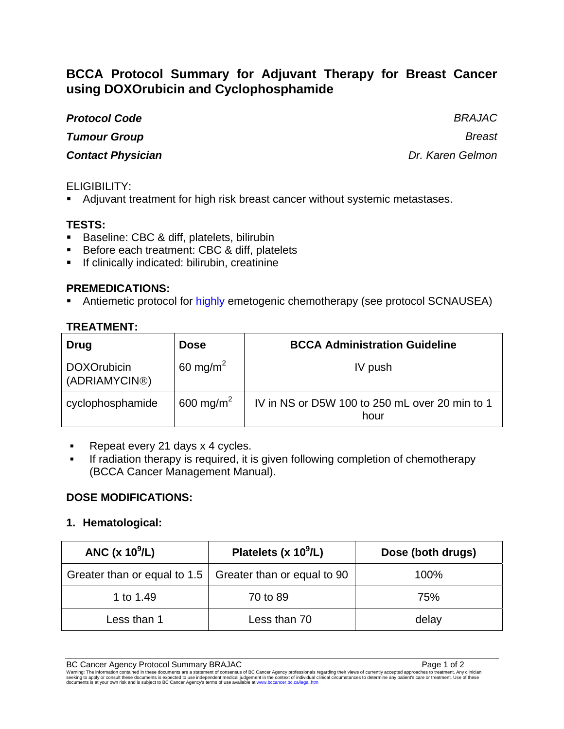# BCCA Protocol Summary for Adjuvant Therapy for Breast Cancer using DOXOrubicin and Cyclophosphamide

***Protocol Code*** *BRAJAC*

***Tumour Group*** *Breast*

***Contact Physician*** *Dr. Karen Gelmon*

ELIGIBILITY:

- Adjuvant treatment for high risk breast cancer without systemic metastases.

## TESTS:

- Baseline: CBC & diff, platelets, bilirubin
- Before each treatment: CBC & diff, platelets
- If clinically indicated: bilirubin, creatinine

## PREMEDICATIONS:

- Antiemetic protocol for highly emetogenic chemotherapy (see protocol SCNAUSEA)

## TREATMENT:

| Drug | Dose | BCCA Administration Guideline |
|---|---|---|
| DOXOrubicin (ADRIAMYCIN®) | 60 mg/m$^2$ | IV push |
| cyclophosphamide | 600 mg/m$^2$ | IV in NS or D5W 100 to 250 mL over 20 min to 1 hour |

- Repeat every 21 days x 4 cycles.
- If radiation therapy is required, it is given following completion of chemotherapy (BCCA Cancer Management Manual).

## DOSE MODIFICATIONS:

### 1. Hematological:

| ANC (x $10^9$/L) | Platelets (x $10^9$/L) | Dose (both drugs) |
|---|---|---|
| Greater than or equal to 1.5 | Greater than or equal to 90 | 100% |
| 1 to 1.49 | 70 to 89 | 75% |
| Less than 1 | Less than 70 | delay |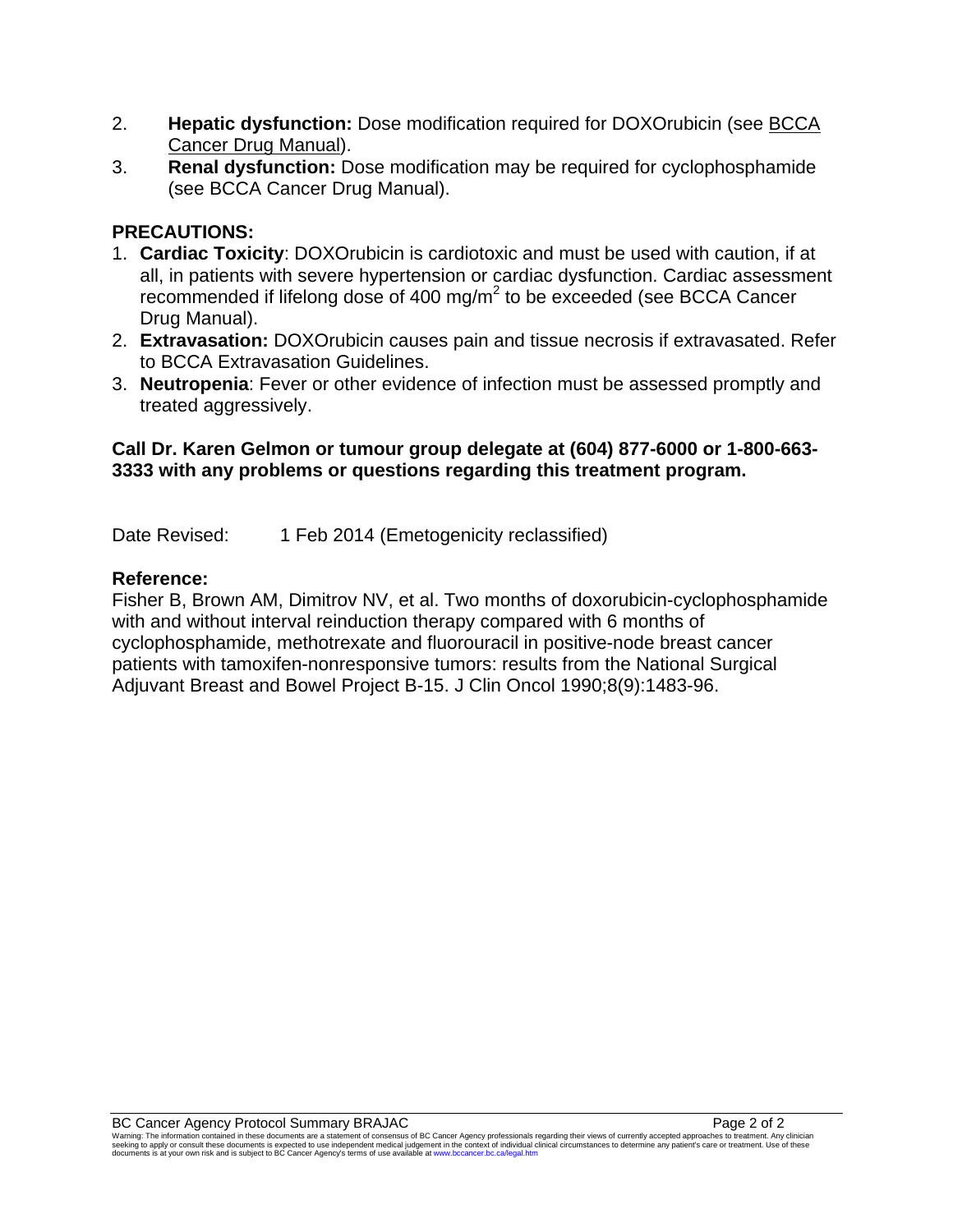2. **Hepatic dysfunction:** Dose modification required for DOXOrubicin (see BCCA Cancer Drug Manual).
3. **Renal dysfunction:** Dose modification may be required for cyclophosphamide (see BCCA Cancer Drug Manual).

## PRECAUTIONS:

1. **Cardiac Toxicity**: DOXOrubicin is cardiotoxic and must be used with caution, if at all, in patients with severe hypertension or cardiac dysfunction. Cardiac assessment recommended if lifelong dose of 400 mg/$m^2$ to be exceeded (see BCCA Cancer Drug Manual).
2. **Extravasation:** DOXOrubicin causes pain and tissue necrosis if extravasated. Refer to BCCA Extravasation Guidelines.
3. **Neutropenia**: Fever or other evidence of infection must be assessed promptly and treated aggressively.

**Call Dr. Karen Gelmon or tumour group delegate at (604) 877-6000 or 1-800-663-3333 with any problems or questions regarding this treatment program.**

Date Revised: 1 Feb 2014 (Emetogenicity reclassified)

## Reference:

Fisher B, Brown AM, Dimitrov NV, et al. Two months of doxorubicin-cyclophosphamide with and without interval reinduction therapy compared with 6 months of cyclophosphamide, methotrexate and fluorouracil in positive-node breast cancer patients with tamoxifen-nonresponsive tumors: results from the National Surgical Adjuvant Breast and Bowel Project B-15. J Clin Oncol 1990;8(9):1483-96.